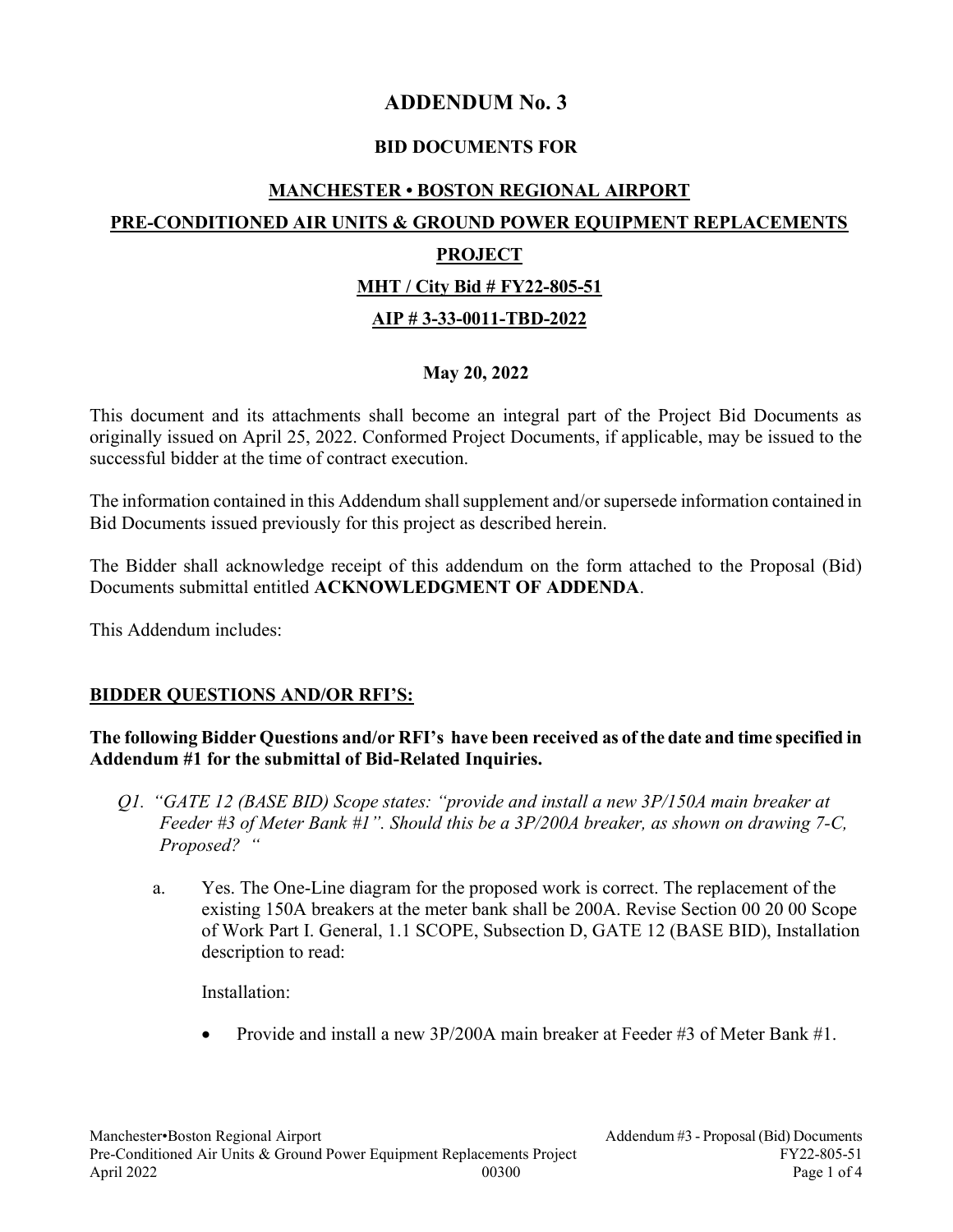# ADDENDUM No. 3

## BID DOCUMENTS FOR

## MANCHESTER • BOSTON REGIONAL AIRPORT

## PRE-CONDITIONED AIR UNITS & GROUND POWER EQUIPMENT REPLACEMENTS PROJECT

## MHT / City Bid # FY22-805-51

## AIP # 3-33-0011-TBD-2022

**May 20, 2022**

This document and its attachments shall become an integral part of the Project Bid Documents as originally issued on April 25, 2022. Conformed Project Documents, if applicable, may be issued to the successful bidder at the time of contract execution.

The information contained in this Addendum shall supplement and/or supersede information contained in Bid Documents issued previously for this project as described herein.

The Bidder shall acknowledge receipt of this addendum on the form attached to the Proposal (Bid) Documents submittal entitled **ACKNOWLEDGMENT OF ADDENDA**.

This Addendum includes:

**BIDDER QUESTIONS AND/OR RFI'S:**

**The following Bidder Questions and/or RFI's have been received as of the date and time specified in Addendum #1 for the submittal of Bid-Related Inquiries.**

*Q1. "GATE 12 (BASE BID) Scope states: "provide and install a new 3P/150A main breaker at Feeder #3 of Meter Bank #1". Should this be a 3P/200A breaker, as shown on drawing 7-C, Proposed? "*

a. Yes. The One-Line diagram for the proposed work is correct. The replacement of the existing 150A breakers at the meter bank shall be 200A. Revise Section 00 20 00 Scope of Work Part I. General, 1.1 SCOPE, Subsection D, GATE 12 (BASE BID), Installation description to read:

   Installation:

   - Provide and install a new 3P/200A main breaker at Feeder #3 of Meter Bank #1.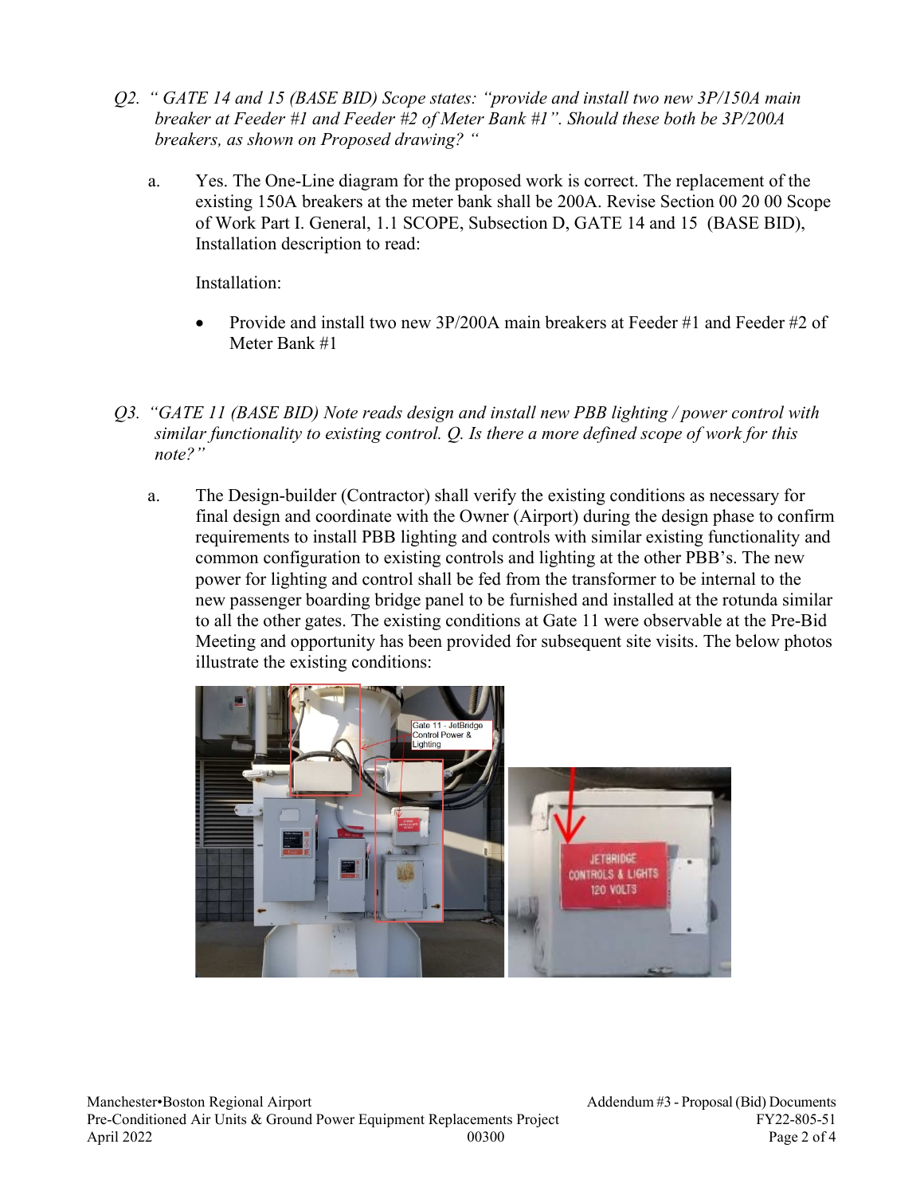*Q2. " GATE 14 and 15 (BASE BID) Scope states: "provide and install two new 3P/150A main breaker at Feeder #1 and Feeder #2 of Meter Bank #1". Should these both be 3P/200A breakers, as shown on Proposed drawing? "*

a. Yes. The One-Line diagram for the proposed work is correct. The replacement of the existing 150A breakers at the meter bank shall be 200A. Revise Section 00 20 00 Scope of Work Part I. General, 1.1 SCOPE, Subsection D, GATE 14 and 15 (BASE BID), Installation description to read:

Installation:

- Provide and install two new 3P/200A main breakers at Feeder #1 and Feeder #2 of Meter Bank #1

*Q3. "GATE 11 (BASE BID) Note reads design and install new PBB lighting / power control with similar functionality to existing control. Q. Is there a more defined scope of work for this note?"*

a. The Design-builder (Contractor) shall verify the existing conditions as necessary for final design and coordinate with the Owner (Airport) during the design phase to confirm requirements to install PBB lighting and controls with similar existing functionality and common configuration to existing controls and lighting at the other PBB's. The new power for lighting and control shall be fed from the transformer to be internal to the new passenger boarding bridge panel to be furnished and installed at the rotunda similar to all the other gates. The existing conditions at Gate 11 were observable at the Pre-Bid Meeting and opportunity has been provided for subsequent site visits. The below photos illustrate the existing conditions: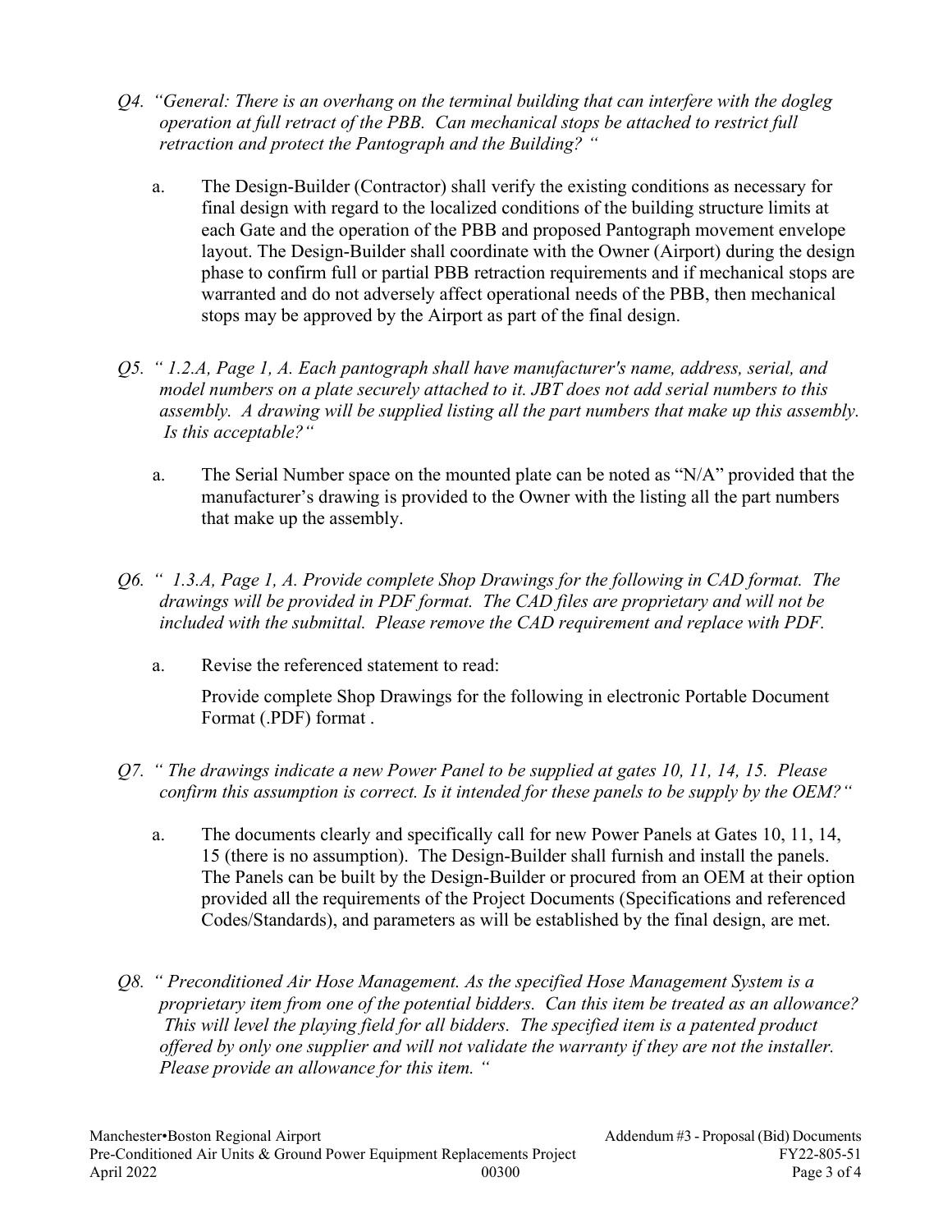*Q4. "General: There is an overhang on the terminal building that can interfere with the dogleg operation at full retract of the PBB. Can mechanical stops be attached to restrict full retraction and protect the Pantograph and the Building? "*

a. The Design-Builder (Contractor) shall verify the existing conditions as necessary for final design with regard to the localized conditions of the building structure limits at each Gate and the operation of the PBB and proposed Pantograph movement envelope layout. The Design-Builder shall coordinate with the Owner (Airport) during the design phase to confirm full or partial PBB retraction requirements and if mechanical stops are warranted and do not adversely affect operational needs of the PBB, then mechanical stops may be approved by the Airport as part of the final design.

*Q5. " 1.2.A, Page 1, A. Each pantograph shall have manufacturer's name, address, serial, and model numbers on a plate securely attached to it. JBT does not add serial numbers to this assembly. A drawing will be supplied listing all the part numbers that make up this assembly. Is this acceptable?"*

a. The Serial Number space on the mounted plate can be noted as "N/A" provided that the manufacturer's drawing is provided to the Owner with the listing all the part numbers that make up the assembly.

*Q6. " 1.3.A, Page 1, A. Provide complete Shop Drawings for the following in CAD format. The drawings will be provided in PDF format. The CAD files are proprietary and will not be included with the submittal. Please remove the CAD requirement and replace with PDF.*

a. Revise the referenced statement to read:

   Provide complete Shop Drawings for the following in electronic Portable Document Format (.PDF) format .

*Q7. " The drawings indicate a new Power Panel to be supplied at gates 10, 11, 14, 15. Please confirm this assumption is correct. Is it intended for these panels to be supply by the OEM?"*

a. The documents clearly and specifically call for new Power Panels at Gates 10, 11, 14, 15 (there is no assumption). The Design-Builder shall furnish and install the panels. The Panels can be built by the Design-Builder or procured from an OEM at their option provided all the requirements of the Project Documents (Specifications and referenced Codes/Standards), and parameters as will be established by the final design, are met.

*Q8. " Preconditioned Air Hose Management. As the specified Hose Management System is a proprietary item from one of the potential bidders. Can this item be treated as an allowance? This will level the playing field for all bidders. The specified item is a patented product offered by only one supplier and will not validate the warranty if they are not the installer. Please provide an allowance for this item. "*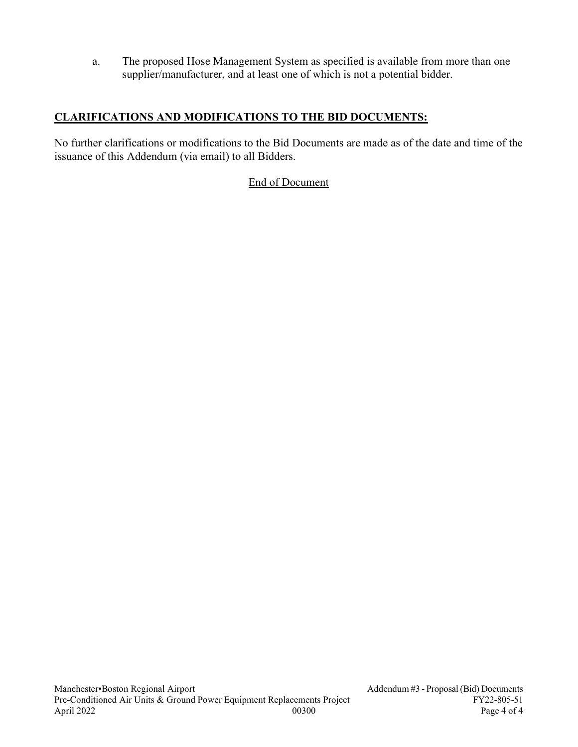a. The proposed Hose Management System as specified is available from more than one supplier/manufacturer, and at least one of which is not a potential bidder.

## CLARIFICATIONS AND MODIFICATIONS TO THE BID DOCUMENTS:

No further clarifications or modifications to the Bid Documents are made as of the date and time of the issuance of this Addendum (via email) to all Bidders.

End of Document